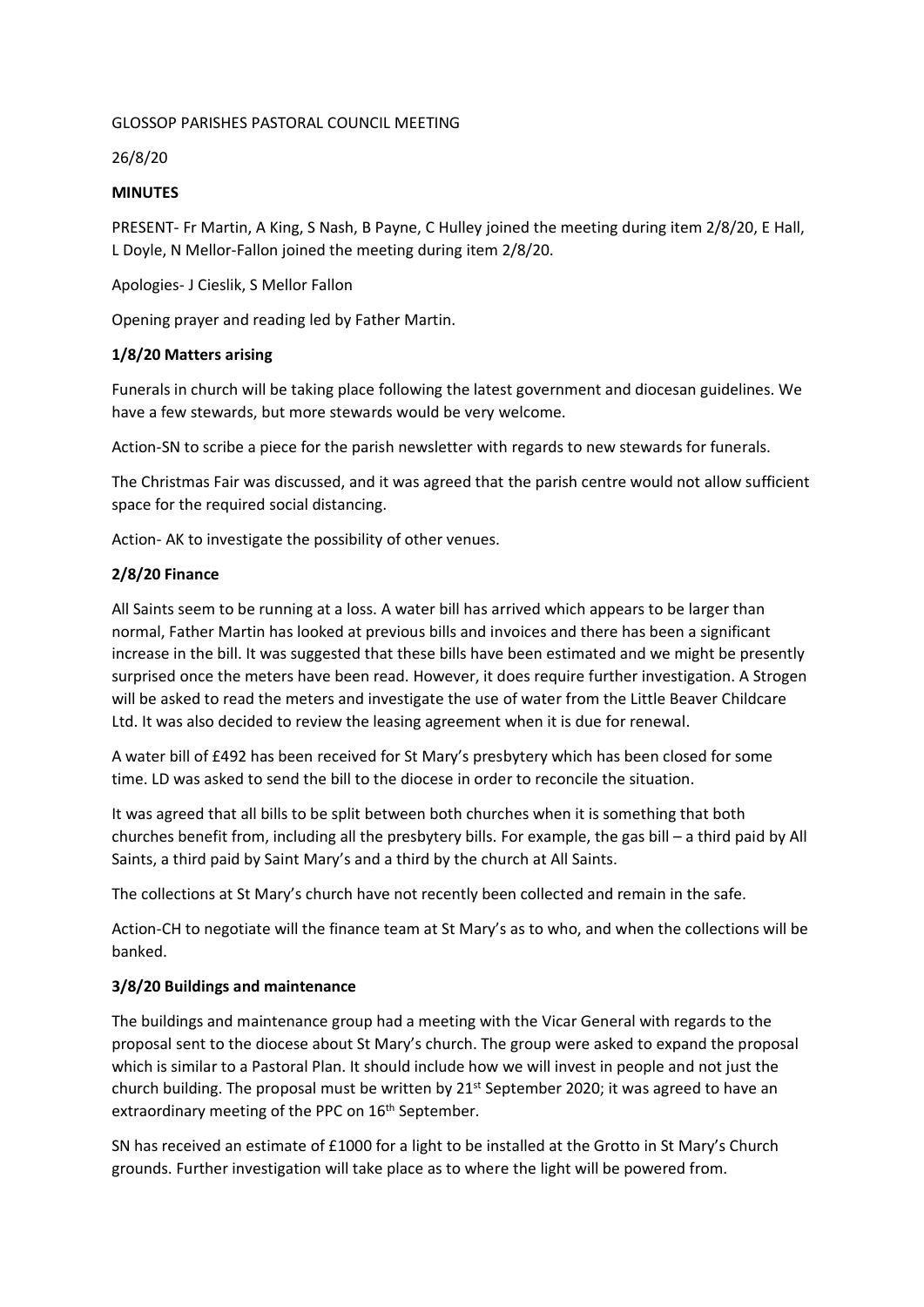GLOSSOP PARISHES PASTORAL COUNCIL MEETING

26/8/20

**MINUTES**

PRESENT- Fr Martin, A King, S Nash, B Payne, C Hulley joined the meeting during item 2/8/20, E Hall, L Doyle, N Mellor-Fallon joined the meeting during item 2/8/20.

Apologies- J Cieslik, S Mellor Fallon

Opening prayer and reading led by Father Martin.

**1/8/20 Matters arising**

Funerals in church will be taking place following the latest government and diocesan guidelines. We have a few stewards, but more stewards would be very welcome.

Action-SN to scribe a piece for the parish newsletter with regards to new stewards for funerals.

The Christmas Fair was discussed, and it was agreed that the parish centre would not allow sufficient space for the required social distancing.

Action- AK to investigate the possibility of other venues.

**2/8/20 Finance**

All Saints seem to be running at a loss. A water bill has arrived which appears to be larger than normal, Father Martin has looked at previous bills and invoices and there has been a significant increase in the bill. It was suggested that these bills have been estimated and we might be presently surprised once the meters have been read. However, it does require further investigation. A Strogen will be asked to read the meters and investigate the use of water from the Little Beaver Childcare Ltd. It was also decided to review the leasing agreement when it is due for renewal.

A water bill of £492 has been received for St Mary's presbytery which has been closed for some time. LD was asked to send the bill to the diocese in order to reconcile the situation.

It was agreed that all bills to be split between both churches when it is something that both churches benefit from, including all the presbytery bills. For example, the gas bill – a third paid by All Saints, a third paid by Saint Mary's and a third by the church at All Saints.

The collections at St Mary's church have not recently been collected and remain in the safe.

Action-CH to negotiate will the finance team at St Mary's as to who, and when the collections will be banked.

**3/8/20 Buildings and maintenance**

The buildings and maintenance group had a meeting with the Vicar General with regards to the proposal sent to the diocese about St Mary's church. The group were asked to expand the proposal which is similar to a Pastoral Plan. It should include how we will invest in people and not just the church building. The proposal must be written by 21st September 2020; it was agreed to have an extraordinary meeting of the PPC on 16th September.

SN has received an estimate of £1000 for a light to be installed at the Grotto in St Mary's Church grounds. Further investigation will take place as to where the light will be powered from.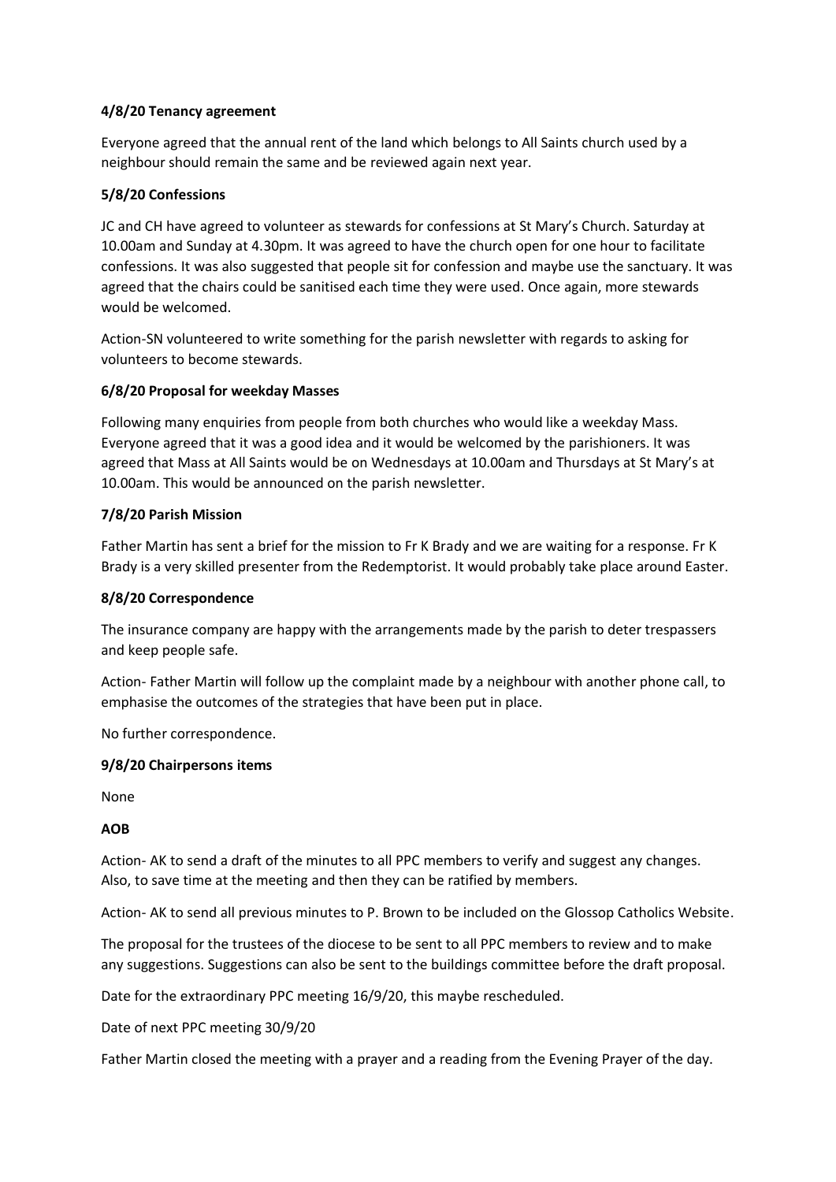**4/8/20 Tenancy agreement**

Everyone agreed that the annual rent of the land which belongs to All Saints church used by a neighbour should remain the same and be reviewed again next year.

**5/8/20 Confessions**

JC and CH have agreed to volunteer as stewards for confessions at St Mary's Church. Saturday at 10.00am and Sunday at 4.30pm. It was agreed to have the church open for one hour to facilitate confessions. It was also suggested that people sit for confession and maybe use the sanctuary. It was agreed that the chairs could be sanitised each time they were used. Once again, more stewards would be welcomed.

Action-SN volunteered to write something for the parish newsletter with regards to asking for volunteers to become stewards.

**6/8/20 Proposal for weekday Masses**

Following many enquiries from people from both churches who would like a weekday Mass. Everyone agreed that it was a good idea and it would be welcomed by the parishioners. It was agreed that Mass at All Saints would be on Wednesdays at 10.00am and Thursdays at St Mary's at 10.00am. This would be announced on the parish newsletter.

**7/8/20 Parish Mission**

Father Martin has sent a brief for the mission to Fr K Brady and we are waiting for a response. Fr K Brady is a very skilled presenter from the Redemptorist. It would probably take place around Easter.

**8/8/20 Correspondence**

The insurance company are happy with the arrangements made by the parish to deter trespassers and keep people safe.

Action- Father Martin will follow up the complaint made by a neighbour with another phone call, to emphasise the outcomes of the strategies that have been put in place.

No further correspondence.

**9/8/20 Chairpersons items**

None

**AOB**

Action- AK to send a draft of the minutes to all PPC members to verify and suggest any changes. Also, to save time at the meeting and then they can be ratified by members.

Action- AK to send all previous minutes to P. Brown to be included on the Glossop Catholics Website.

The proposal for the trustees of the diocese to be sent to all PPC members to review and to make any suggestions. Suggestions can also be sent to the buildings committee before the draft proposal.

Date for the extraordinary PPC meeting 16/9/20, this maybe rescheduled.

Date of next PPC meeting 30/9/20

Father Martin closed the meeting with a prayer and a reading from the Evening Prayer of the day.